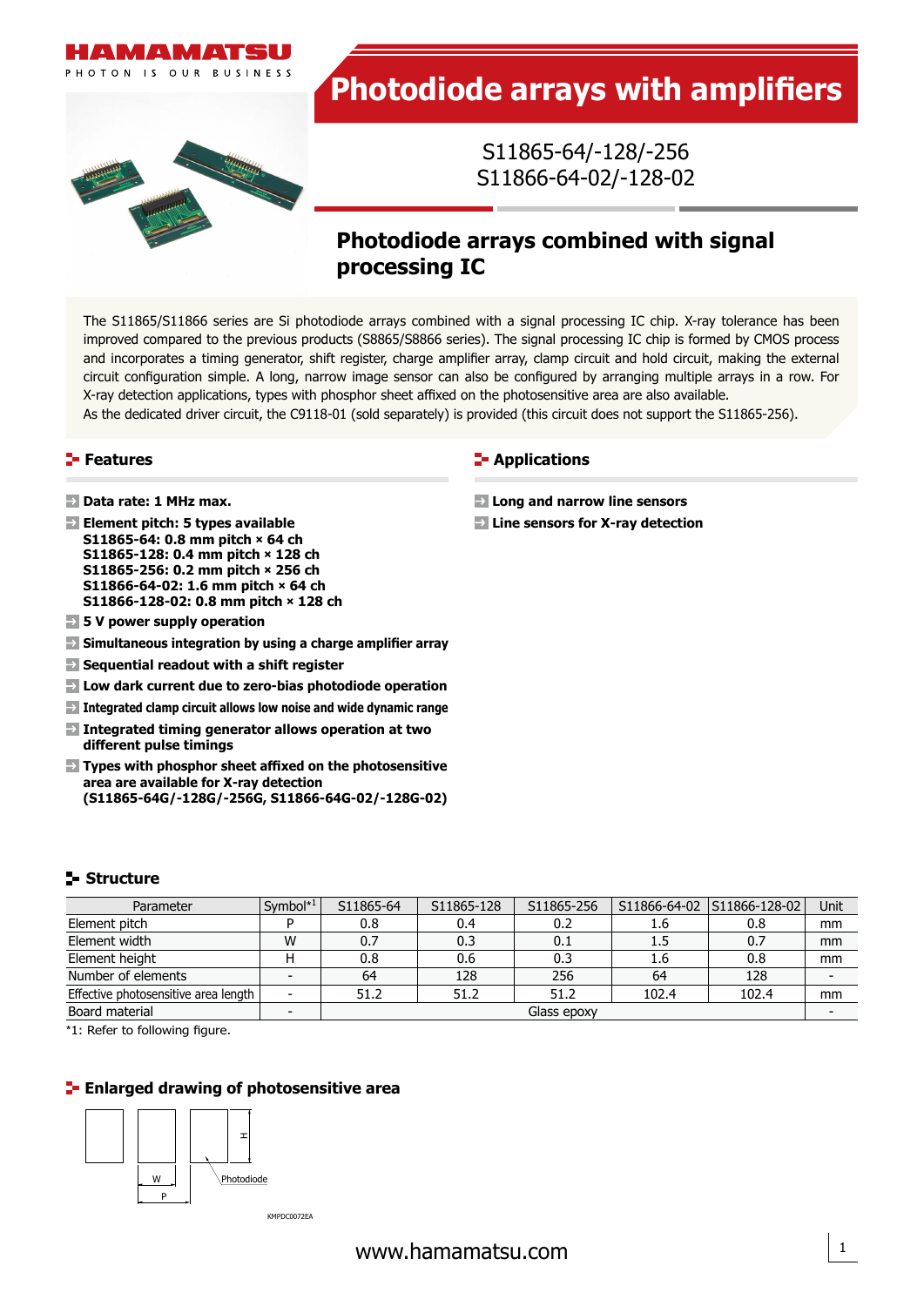# Photodiode arrays with amplifiers

S11865-64/-128/-256
S11866-64-02/-128-02

## Photodiode arrays combined with signal processing IC

The S11865/S11866 series are Si photodiode arrays combined with a signal processing IC chip. X-ray tolerance has been improved compared to the previous products (S8865/S8866 series). The signal processing IC chip is formed by CMOS process and incorporates a timing generator, shift register, charge amplifier array, clamp circuit and hold circuit, making the external circuit configuration simple. A long, narrow image sensor can also be configured by arranging multiple arrays in a row. For X-ray detection applications, types with phosphor sheet affixed on the photosensitive area are also available.
As the dedicated driver circuit, the C9118-01 (sold separately) is provided (this circuit does not support the S11865-256).

### Features

- **Data rate: 1 MHz max.**
- **Element pitch: 5 types available**
  **S11865-64: 0.8 mm pitch × 64 ch**
  **S11865-128: 0.4 mm pitch × 128 ch**
  **S11865-256: 0.2 mm pitch × 256 ch**
  **S11866-64-02: 1.6 mm pitch × 64 ch**
  **S11866-128-02: 0.8 mm pitch × 128 ch**
- **5 V power supply operation**
- **Simultaneous integration by using a charge amplifier array**
- **Sequential readout with a shift register**
- **Low dark current due to zero-bias photodiode operation**
- **Integrated clamp circuit allows low noise and wide dynamic range**
- **Integrated timing generator allows operation at two different pulse timings**
- **Types with phosphor sheet affixed on the photosensitive area are available for X-ray detection (S11865-64G/-128G/-256G, S11866-64G-02/-128G-02)**

### Applications

- **Long and narrow line sensors**
- **Line sensors for X-ray detection**

### Structure

| Parameter | Symbol*1 | S11865-64 | S11865-128 | S11865-256 | S11866-64-02 | S11866-128-02 | Unit |
|---|---|---|---|---|---|---|---|
| Element pitch | P | 0.8 | 0.4 | 0.2 | 1.6 | 0.8 | mm |
| Element width | W | 0.7 | 0.3 | 0.1 | 1.5 | 0.7 | mm |
| Element height | H | 0.8 | 0.6 | 0.3 | 1.6 | 0.8 | mm |
| Number of elements | - | 64 | 128 | 256 | 64 | 128 | - |
| Effective photosensitive area length | - | 51.2 | 51.2 | 51.2 | 102.4 | 102.4 | mm |
| Board material | - | Glass epoxy | | | | | - |

*1: Refer to following figure.

### Enlarged drawing of photosensitive area

W P H Photodiode

KMPDC0072EA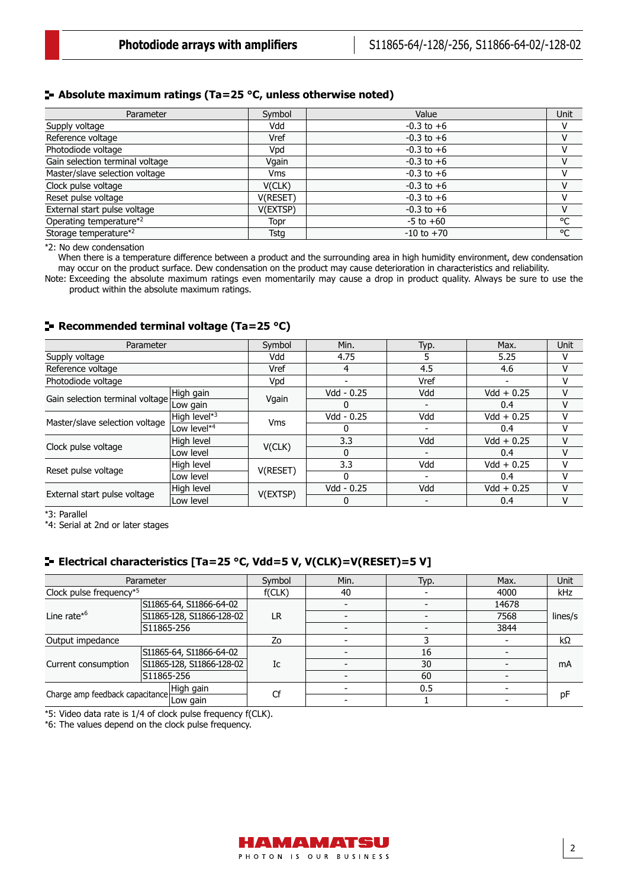## Absolute maximum ratings (Ta=25 °C, unless otherwise noted)

| Parameter | Symbol | Value | Unit |
|---|---|---|---|
| Supply voltage | Vdd | -0.3 to +6 | V |
| Reference voltage | Vref | -0.3 to +6 | V |
| Photodiode voltage | Vpd | -0.3 to +6 | V |
| Gain selection terminal voltage | Vgain | -0.3 to +6 | V |
| Master/slave selection voltage | Vms | -0.3 to +6 | V |
| Clock pulse voltage | V(CLK) | -0.3 to +6 | V |
| Reset pulse voltage | V(RESET) | -0.3 to +6 | V |
| External start pulse voltage | V(EXTSP) | -0.3 to +6 | V |
| Operating temperature*2 | Topr | -5 to +60 | °C |
| Storage temperature*2 | Tstg | -10 to +70 | °C |

*2: No dew condensation
When there is a temperature difference between a product and the surrounding area in high humidity environment, dew condensation may occur on the product surface. Dew condensation on the product may cause deterioration in characteristics and reliability.

Note: Exceeding the absolute maximum ratings even momentarily may cause a drop in product quality. Always be sure to use the product within the absolute maximum ratings.

## Recommended terminal voltage (Ta=25 °C)

| Parameter | | Symbol | Min. | Typ. | Max. | Unit |
|---|---|---|---|---|---|---|
| Supply voltage | | Vdd | 4.75 | 5 | 5.25 | V |
| Reference voltage | | Vref | 4 | 4.5 | 4.6 | V |
| Photodiode voltage | | Vpd | - | Vref | - | V |
| Gain selection terminal voltage | High gain | Vgain | Vdd - 0.25 | Vdd | Vdd + 0.25 | V |
| | Low gain | | 0 | - | 0.4 | V |
| Master/slave selection voltage | High level*3 | Vms | Vdd - 0.25 | Vdd | Vdd + 0.25 | V |
| | Low level*4 | | 0 | - | 0.4 | V |
| Clock pulse voltage | High level | V(CLK) | 3.3 | Vdd | Vdd + 0.25 | V |
| | Low level | | 0 | - | 0.4 | V |
| Reset pulse voltage | High level | V(RESET) | 3.3 | Vdd | Vdd + 0.25 | V |
| | Low level | | 0 | - | 0.4 | V |
| External start pulse voltage | High level | V(EXTSP) | Vdd - 0.25 | Vdd | Vdd + 0.25 | V |
| | Low level | | 0 | - | 0.4 | V |

*3: Parallel

*4: Serial at 2nd or later stages

## Electrical characteristics [Ta=25 °C, Vdd=5 V, V(CLK)=V(RESET)=5 V]

| Parameter | | Symbol | Min. | Typ. | Max. | Unit |
|---|---|---|---|---|---|---|
| Clock pulse frequency*5 | | f(CLK) | 40 | - | 4000 | kHz |
| Line rate*6 | S11865-64, S11866-64-02 | LR | - | - | 14678 | lines/s |
| | S11865-128, S11866-128-02 | | - | - | 7568 | |
| | S11865-256 | | - | - | 3844 | |
| Output impedance | | Zo | - | 3 | - | kΩ |
| Current consumption | S11865-64, S11866-64-02 | Ic | - | 16 | - | mA |
| | S11865-128, S11866-128-02 | | - | 30 | - | |
| | S11865-256 | | - | 60 | - | |
| Charge amp feedback capacitance | High gain | Cf | - | 0.5 | - | pF |
| | Low gain | | - | 1 | - | |

*5: Video data rate is 1/4 of clock pulse frequency f(CLK).

*6: The values depend on the clock pulse frequency.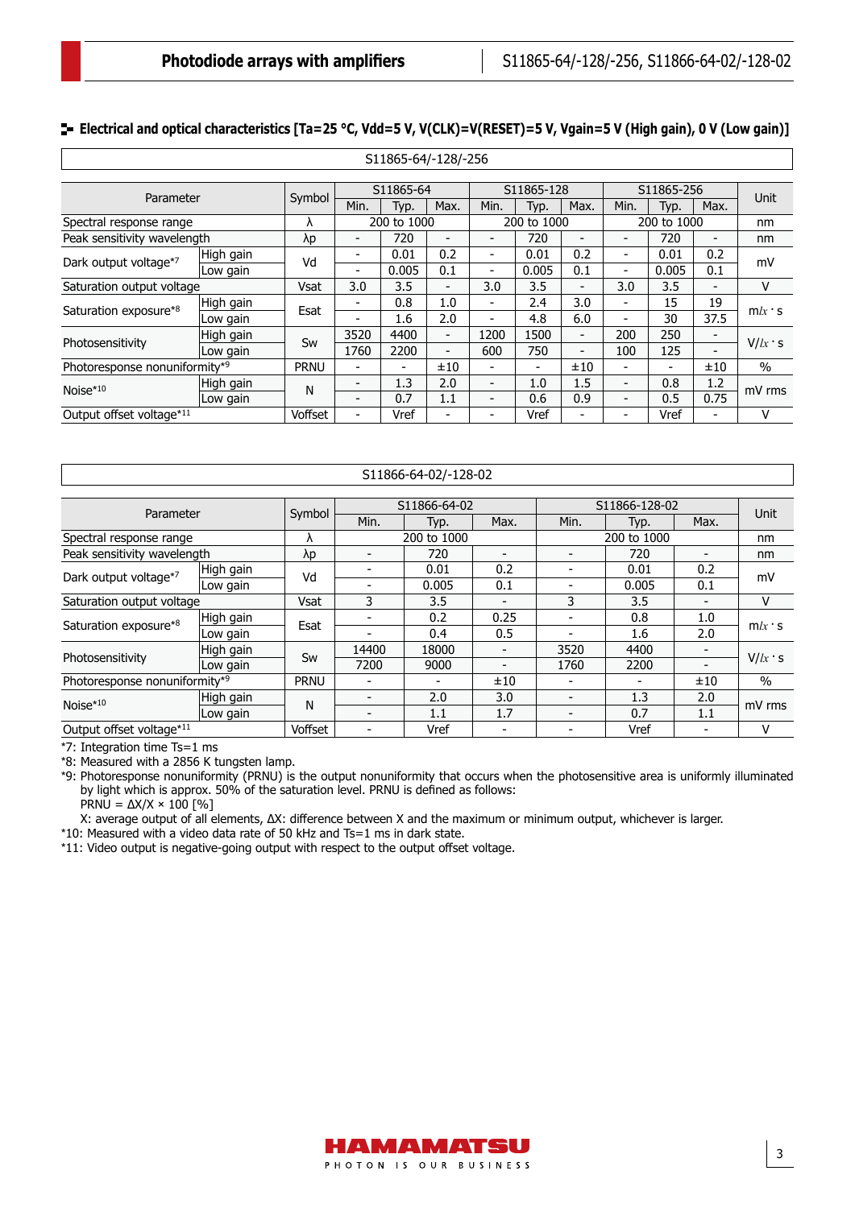## Electrical and optical characteristics [Ta=25 °C, Vdd=5 V, V(CLK)=V(RESET)=5 V, Vgain=5 V (High gain), 0 V (Low gain)]

S11865-64/-128/-256

| Parameter | | Symbol | S11865-64 | | | S11865-128 | | | S11865-256 | | | Unit |
|---|---|---|---|---|---|---|---|---|---|---|---|---|
| | | | Min. | Typ. | Max. | Min. | Typ. | Max. | Min. | Typ. | Max. | |
| Spectral response range | | λ | 200 to 1000 | | | 200 to 1000 | | | 200 to 1000 | | | nm |
| Peak sensitivity wavelength | | λp | - | 720 | - | - | 720 | - | - | 720 | - | nm |
| Dark output voltage*7 | High gain | Vd | - | 0.01 | 0.2 | - | 0.01 | 0.2 | - | 0.01 | 0.2 | mV |
| | Low gain | | - | 0.005 | 0.1 | - | 0.005 | 0.1 | - | 0.005 | 0.1 | |
| Saturation output voltage | | Vsat | 3.0 | 3.5 | - | 3.0 | 3.5 | - | 3.0 | 3.5 | - | V |
| Saturation exposure*8 | High gain | Esat | - | 0.8 | 1.0 | - | 2.4 | 3.0 | - | 15 | 19 | mlx · s |
| | Low gain | | - | 1.6 | 2.0 | - | 4.8 | 6.0 | - | 30 | 37.5 | |
| Photosensitivity | High gain | Sw | 3520 | 4400 | - | 1200 | 1500 | - | 200 | 250 | - | V/lx · s |
| | Low gain | | 1760 | 2200 | - | 600 | 750 | - | 100 | 125 | - | |
| Photoresponse nonuniformity*9 | | PRNU | - | - | ±10 | - | - | ±10 | - | - | ±10 | % |
| Noise*10 | High gain | N | - | 1.3 | 2.0 | - | 1.0 | 1.5 | - | 0.8 | 1.2 | mV rms |
| | Low gain | | - | 0.7 | 1.1 | - | 0.6 | 0.9 | - | 0.5 | 0.75 | |
| Output offset voltage*11 | | Voffset | - | Vref | - | - | Vref | - | - | Vref | - | V |

S11866-64-02/-128-02

| Parameter | | Symbol | S11866-64-02 | | | S11866-128-02 | | | Unit |
|---|---|---|---|---|---|---|---|---|---|
| | | | Min. | Typ. | Max. | Min. | Typ. | Max. | |
| Spectral response range | | λ | 200 to 1000 | | | 200 to 1000 | | | nm |
| Peak sensitivity wavelength | | λp | - | 720 | - | - | 720 | - | nm |
| Dark output voltage*7 | High gain | Vd | - | 0.01 | 0.2 | - | 0.01 | 0.2 | mV |
| | Low gain | | - | 0.005 | 0.1 | - | 0.005 | 0.1 | |
| Saturation output voltage | | Vsat | 3 | 3.5 | - | 3 | 3.5 | - | V |
| Saturation exposure*8 | High gain | Esat | - | 0.2 | 0.25 | - | 0.8 | 1.0 | mlx · s |
| | Low gain | | - | 0.4 | 0.5 | - | 1.6 | 2.0 | |
| Photosensitivity | High gain | Sw | 14400 | 18000 | - | 3520 | 4400 | - | V/lx · s |
| | Low gain | | 7200 | 9000 | - | 1760 | 2200 | - | |
| Photoresponse nonuniformity*9 | | PRNU | - | - | ±10 | - | - | ±10 | % |
| Noise*10 | High gain | N | - | 2.0 | 3.0 | - | 1.3 | 2.0 | mV rms |
| | Low gain | | - | 1.1 | 1.7 | - | 0.7 | 1.1 | |
| Output offset voltage*11 | | Voffset | - | Vref | - | - | Vref | - | V |

*7: Integration time Ts=1 ms

*8: Measured with a 2856 K tungsten lamp.

*9: Photoresponse nonuniformity (PRNU) is the output nonuniformity that occurs when the photosensitive area is uniformly illuminated by light which is approx. 50% of the saturation level. PRNU is defined as follows:

PRNU = ΔX/X × 100 [%]

X: average output of all elements, ΔX: difference between X and the maximum or minimum output, whichever is larger.

*10: Measured with a video data rate of 50 kHz and Ts=1 ms in dark state.

*11: Video output is negative-going output with respect to the output offset voltage.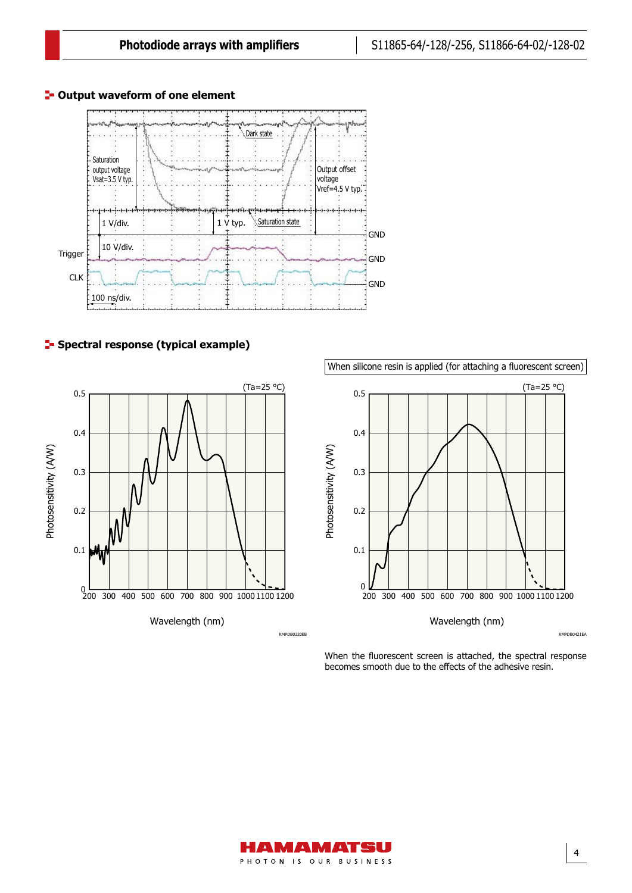## Output waveform of one element

Saturation output voltage Vsat=3.5 V typ.

Dark state

Output offset voltage Vref=4.5 V typ.

1 V/div.

1 V typ.

Saturation state

GND

10 V/div.

Trigger

GND

CLK

GND

100 ns/div.

## Spectral response (typical example)

(Ta=25 °C)

Photosensitivity (A/W)

Wavelength (nm)

KMPDB0220EB

When silicone resin is applied (for attaching a fluorescent screen)

(Ta=25 °C)

Photosensitivity (A/W)

Wavelength (nm)

KMPDB0421EA

When the fluorescent screen is attached, the spectral response becomes smooth due to the effects of the adhesive resin.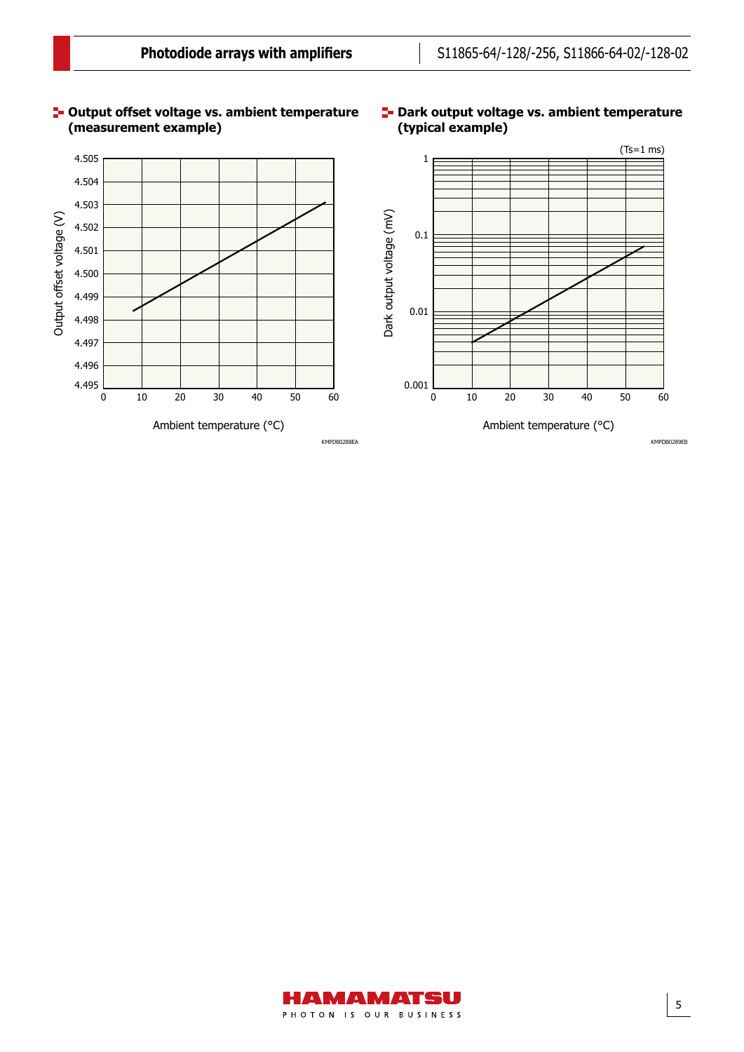## Output offset voltage vs. ambient temperature (measurement example)

Output offset voltage (V)

4.505
4.504
4.503
4.502
4.501
4.500
4.499
4.498
4.497
4.496
4.495

0 10 20 30 40 50 60

Ambient temperature (°C)

KMPDB0288EA

## Dark output voltage vs. ambient temperature (typical example)

(Ts=1 ms)

Dark output voltage (mV)

1
0.1
0.01
0.001

0 10 20 30 40 50 60

Ambient temperature (°C)

KMPDB0289EB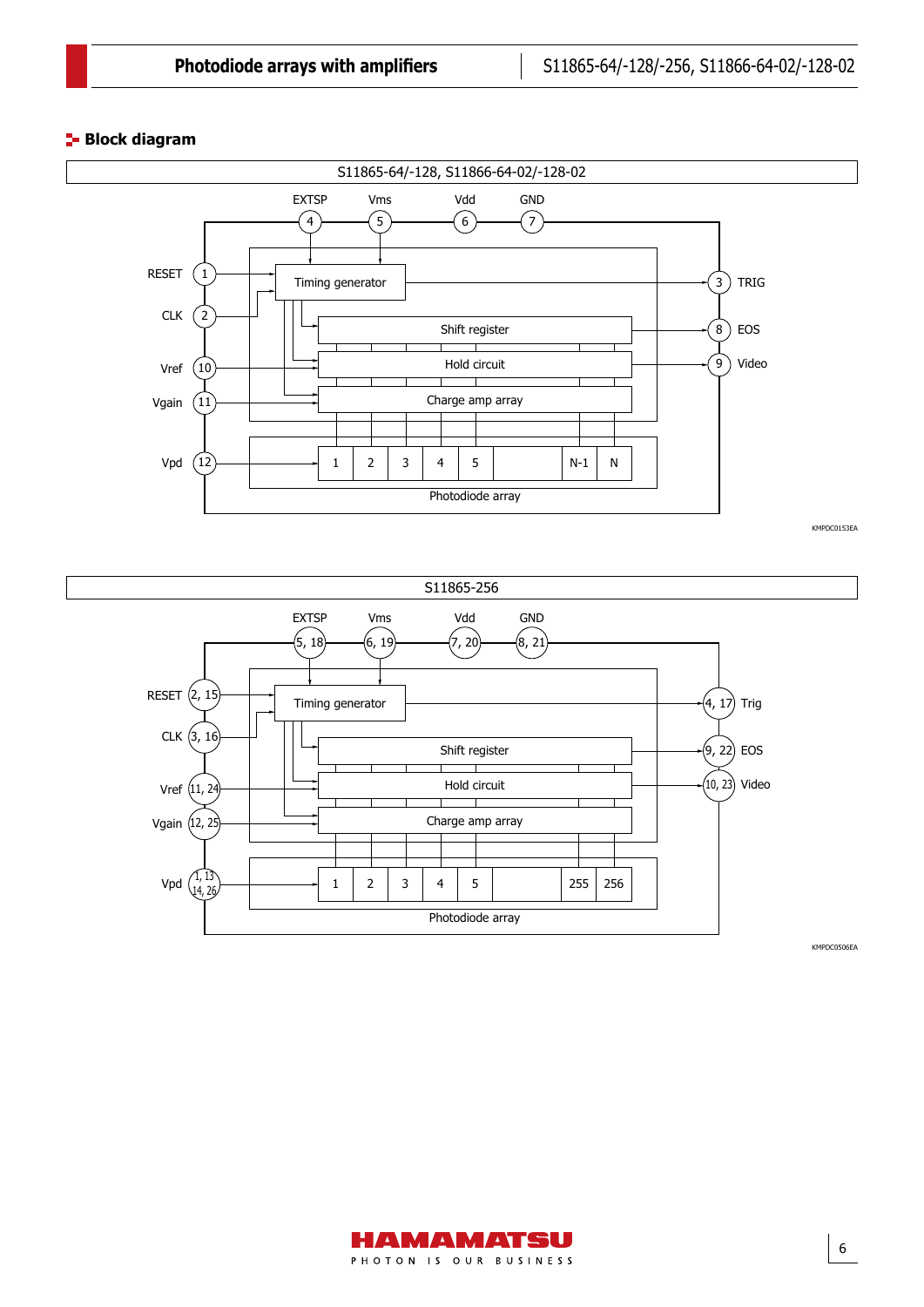## Block diagram

S11865-64/-128, S11866-64-02/-128-02

EXTSP 4, Vms 5, Vdd 6, GND 7

RESET 1, CLK 2, Vref 10, Vgain 11, Vpd 12

TRIG 3, EOS 8, Video 9

Timing generator

Shift register

Hold circuit

Charge amp array

1 2 3 4 5 N-1 N

Photodiode array

KMPDC0153EA

S11865-256

EXTSP 5, 18; Vms 6, 19; Vdd 7, 20; GND 8, 21

RESET 2, 15; CLK 3, 16; Vref 11, 24; Vgain 12, 25; Vpd 1, 13, 14, 26

Trig 4, 17; EOS 9, 22; Video 10, 23

Timing generator

Shift register

Hold circuit

Charge amp array

1 2 3 4 5 255 256

Photodiode array

KMPDC0506EA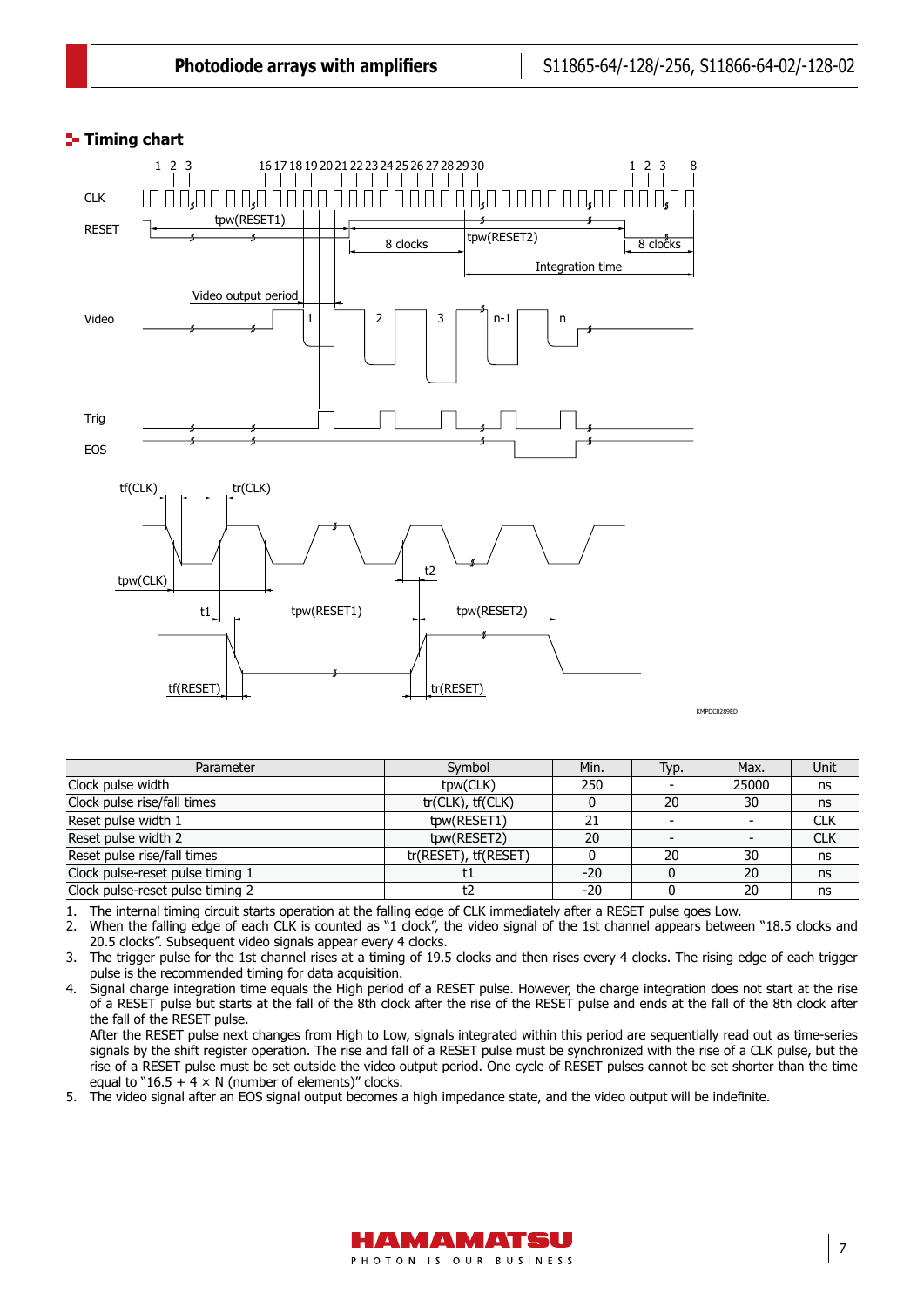## Timing chart

| Parameter | Symbol | Min. | Typ. | Max. | Unit |
|---|---|---|---|---|---|
| Clock pulse width | tpw(CLK) | 250 | - | 25000 | ns |
| Clock pulse rise/fall times | tr(CLK), tf(CLK) | 0 | 20 | 30 | ns |
| Reset pulse width 1 | tpw(RESET1) | 21 | - | - | CLK |
| Reset pulse width 2 | tpw(RESET2) | 20 | - | - | CLK |
| Reset pulse rise/fall times | tr(RESET), tf(RESET) | 0 | 20 | 30 | ns |
| Clock pulse-reset pulse timing 1 | t1 | -20 | 0 | 20 | ns |
| Clock pulse-reset pulse timing 2 | t2 | -20 | 0 | 20 | ns |

1. The internal timing circuit starts operation at the falling edge of CLK immediately after a RESET pulse goes Low.
2. When the falling edge of each CLK is counted as "1 clock", the video signal of the 1st channel appears between "18.5 clocks and 20.5 clocks". Subsequent video signals appear every 4 clocks.
3. The trigger pulse for the 1st channel rises at a timing of 19.5 clocks and then rises every 4 clocks. The rising edge of each trigger pulse is the recommended timing for data acquisition.
4. Signal charge integration time equals the High period of a RESET pulse. However, the charge integration does not start at the rise of a RESET pulse but starts at the fall of the 8th clock after the rise of the RESET pulse and ends at the fall of the 8th clock after the fall of the RESET pulse.
   After the RESET pulse next changes from High to Low, signals integrated within this period are sequentially read out as time-series signals by the shift register operation. The rise and fall of a RESET pulse must be synchronized with the rise of a CLK pulse, but the rise of a RESET pulse must be set outside the video output period. One cycle of RESET pulses cannot be set shorter than the time equal to "16.5 + 4 × N (number of elements)" clocks.
5. The video signal after an EOS signal output becomes a high impedance state, and the video output will be indefinite.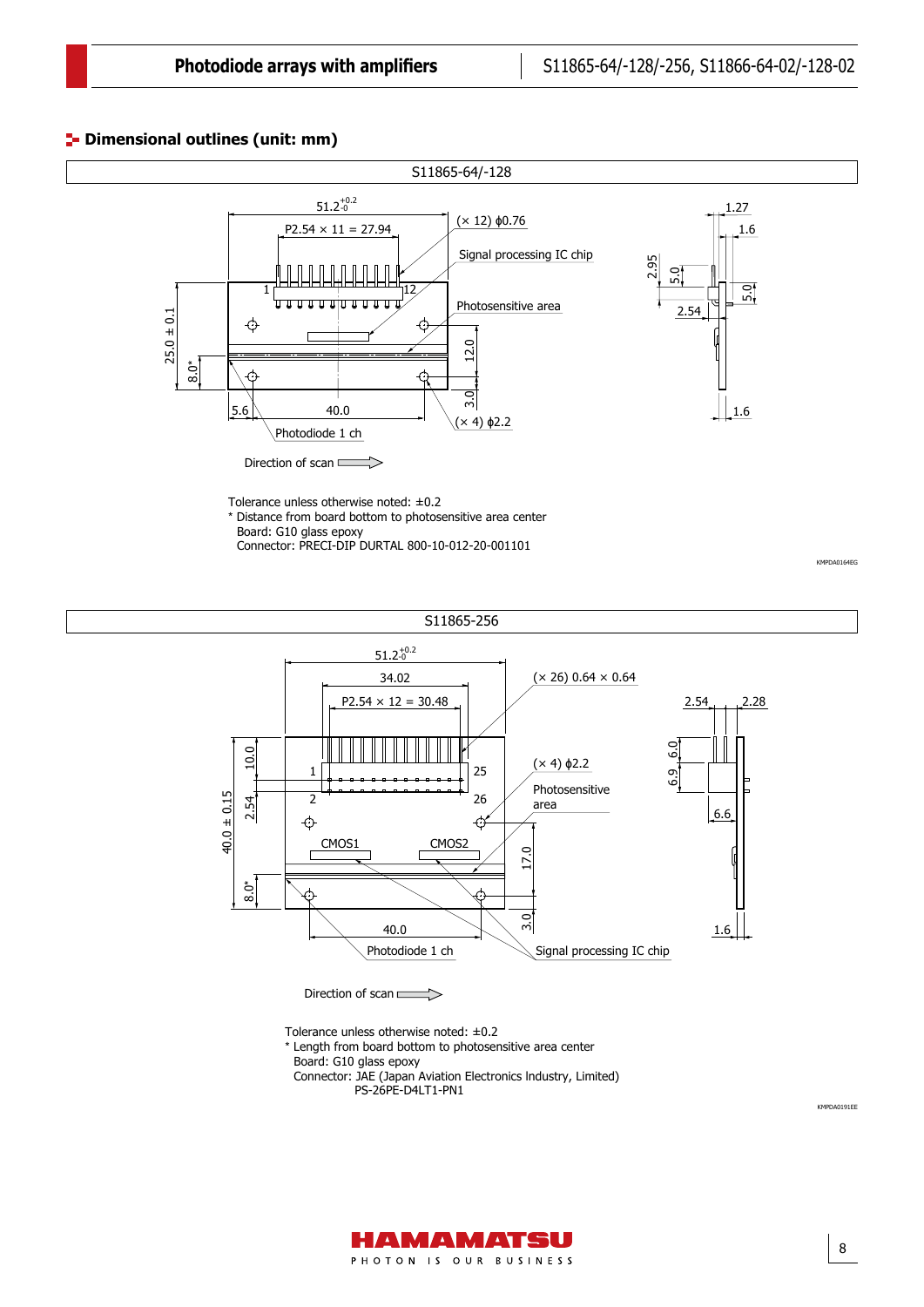## Dimensional outlines (unit: mm)

### S11865-64/-128

Tolerance unless otherwise noted: ±0.2
* Distance from board bottom to photosensitive area center
  Board: G10 glass epoxy
  Connector: PRECI-DIP DURTAL 800-10-012-20-001101

KMPDA0164EG

### S11865-256

Tolerance unless otherwise noted: ±0.2
* Length from board bottom to photosensitive area center
  Board: G10 glass epoxy
  Connector: JAE (Japan Aviation Electronics Industry, Limited)
  PS-26PE-D4LT1-PN1

KMPDA0191EE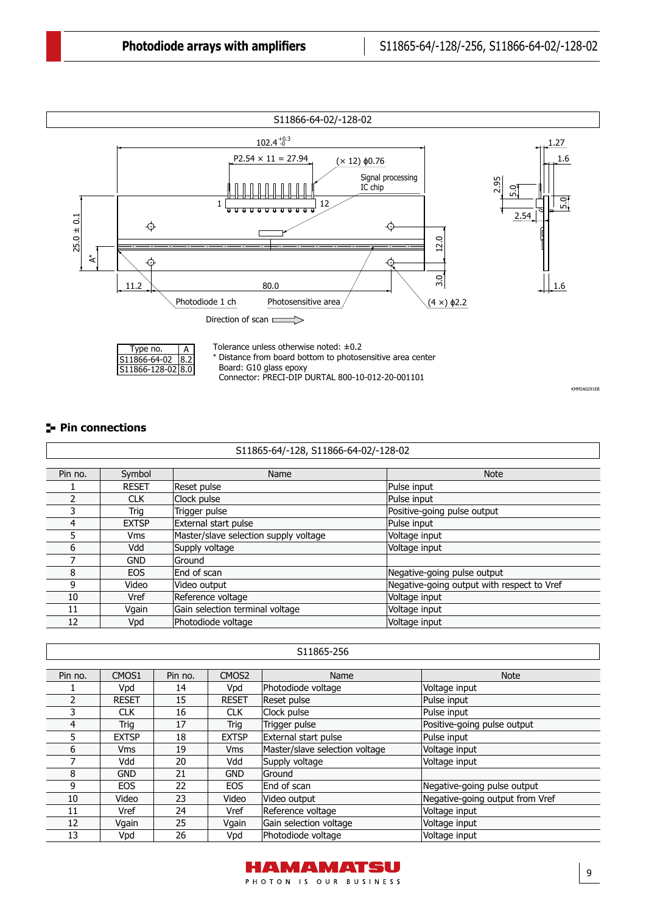S11866-64-02/-128-02

| Type no. | A |
| --- | --- |
| S11866-64-02 | 8.2 |
| S11866-128-02 | 8.0 |

Tolerance unless otherwise noted: ±0.2
* Distance from board bottom to photosensitive area center
Board: G10 glass epoxy
Connector: PRECI-DIP DURTAL 800-10-012-20-001101

KMPDA0291EB

## Pin connections

S11865-64/-128, S11866-64-02/-128-02

| Pin no. | Symbol | Name | Note |
| --- | --- | --- | --- |
| 1 | RESET | Reset pulse | Pulse input |
| 2 | CLK | Clock pulse | Pulse input |
| 3 | Trig | Trigger pulse | Positive-going pulse output |
| 4 | EXTSP | External start pulse | Pulse input |
| 5 | Vms | Master/slave selection supply voltage | Voltage input |
| 6 | Vdd | Supply voltage | Voltage input |
| 7 | GND | Ground | |
| 8 | EOS | End of scan | Negative-going pulse output |
| 9 | Video | Video output | Negative-going output with respect to Vref |
| 10 | Vref | Reference voltage | Voltage input |
| 11 | Vgain | Gain selection terminal voltage | Voltage input |
| 12 | Vpd | Photodiode voltage | Voltage input |

S11865-256

| Pin no. | CMOS1 | Pin no. | CMOS2 | Name | Note |
| --- | --- | --- | --- | --- | --- |
| 1 | Vpd | 14 | Vpd | Photodiode voltage | Voltage input |
| 2 | RESET | 15 | RESET | Reset pulse | Pulse input |
| 3 | CLK | 16 | CLK | Clock pulse | Pulse input |
| 4 | Trig | 17 | Trig | Trigger pulse | Positive-going pulse output |
| 5 | EXTSP | 18 | EXTSP | External start pulse | Pulse input |
| 6 | Vms | 19 | Vms | Master/slave selection voltage | Voltage input |
| 7 | Vdd | 20 | Vdd | Supply voltage | Voltage input |
| 8 | GND | 21 | GND | Ground | |
| 9 | EOS | 22 | EOS | End of scan | Negative-going pulse output |
| 10 | Video | 23 | Video | Video output | Negative-going output from Vref |
| 11 | Vref | 24 | Vref | Reference voltage | Voltage input |
| 12 | Vgain | 25 | Vgain | Gain selection voltage | Voltage input |
| 13 | Vpd | 26 | Vpd | Photodiode voltage | Voltage input |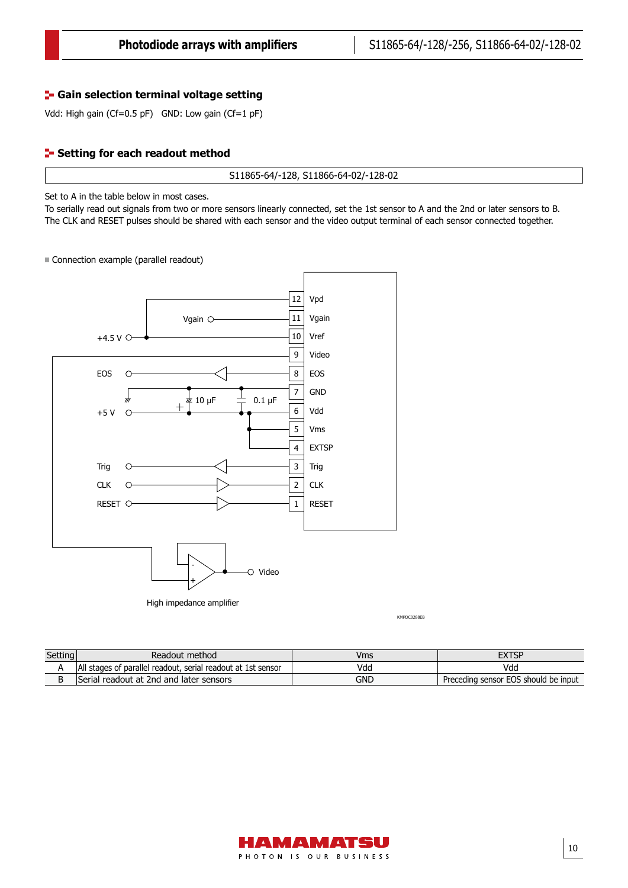## Gain selection terminal voltage setting

Vdd: High gain (Cf=0.5 pF)   GND: Low gain (Cf=1 pF)

## Setting for each readout method

S11865-64/-128, S11866-64-02/-128-02

Set to A in the table below in most cases.
To serially read out signals from two or more sensors linearly connected, set the 1st sensor to A and the 2nd or later sensors to B.
The CLK and RESET pulses should be shared with each sensor and the video output terminal of each sensor connected together.

Connection example (parallel readout)

| Pin | Name |
|---|---|
| 12 | Vpd |
| 11 | Vgain |
| 10 | Vref |
| 9 | Video |
| 8 | EOS |
| 7 | GND |
| 6 | Vdd |
| 5 | Vms |
| 4 | EXTSP |
| 3 | Trig |
| 2 | CLK |
| 1 | RESET |

+4.5 V, Vgain, EOS, +5 V, 10 μF, 0.1 μF, Trig, CLK, RESET, Video

High impedance amplifier

KMPDC0288EB

| Setting | Readout method | Vms | EXTSP |
|---|---|---|---|
| A | All stages of parallel readout, serial readout at 1st sensor | Vdd | Vdd |
| B | Serial readout at 2nd and later sensors | GND | Preceding sensor EOS should be input |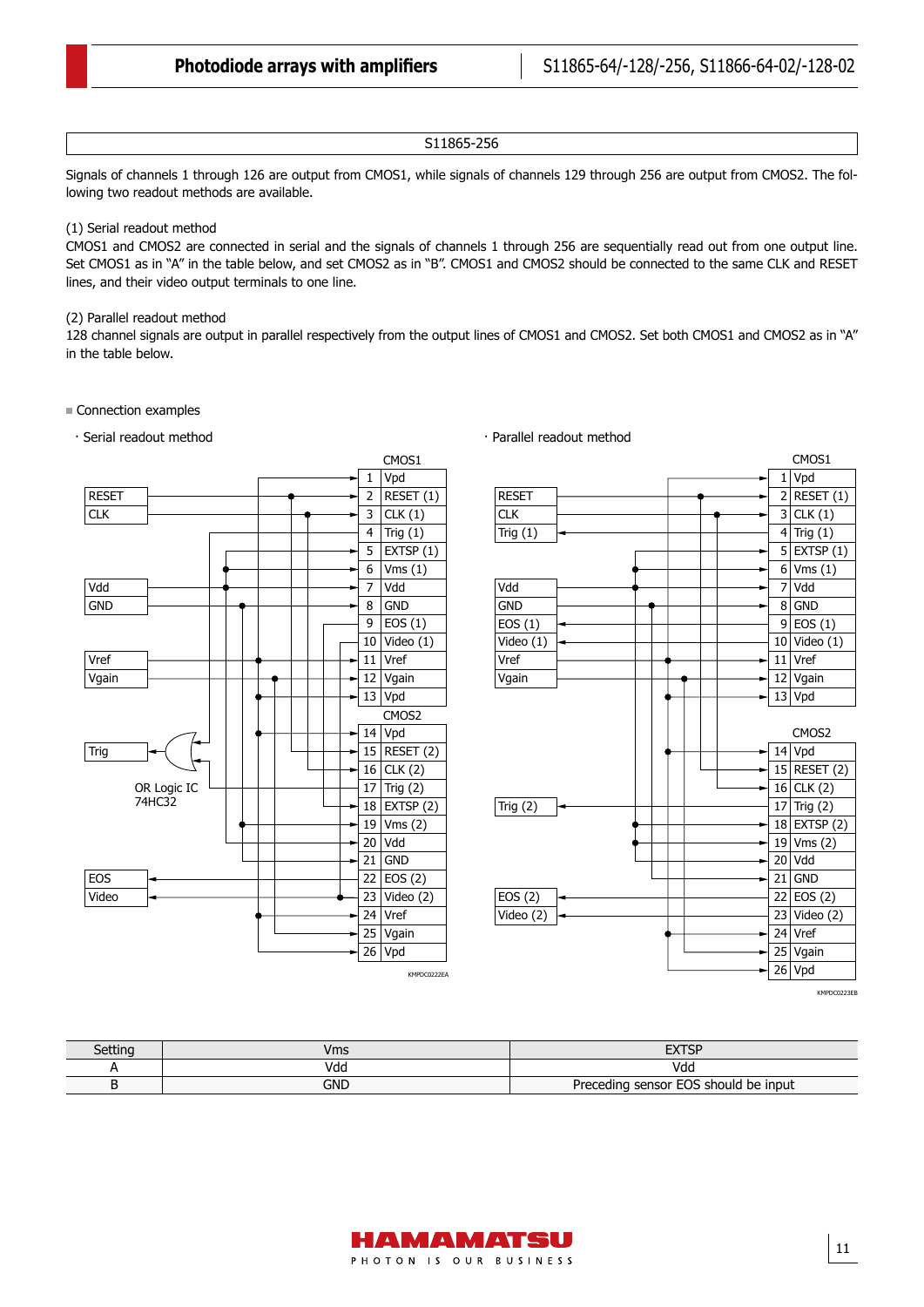## S11865-256

Signals of channels 1 through 126 are output from CMOS1, while signals of channels 129 through 256 are output from CMOS2. The following two readout methods are available.

(1) Serial readout method
CMOS1 and CMOS2 are connected in serial and the signals of channels 1 through 256 are sequentially read out from one output line. Set CMOS1 as in "A" in the table below, and set CMOS2 as in "B". CMOS1 and CMOS2 should be connected to the same CLK and RESET lines, and their video output terminals to one line.

(2) Parallel readout method
128 channel signals are output in parallel respectively from the output lines of CMOS1 and CMOS2. Set both CMOS1 and CMOS2 as in "A" in the table below.

■ Connection examples

· Serial readout method

| | CMOS1 |
|---|---|
| 1 | Vpd |
| 2 | RESET (1) |
| 3 | CLK (1) |
| 4 | Trig (1) |
| 5 | EXTSP (1) |
| 6 | Vms (1) |
| 7 | Vdd |
| 8 | GND |
| 9 | EOS (1) |
| 10 | Video (1) |
| 11 | Vref |
| 12 | Vgain |
| 13 | Vpd |

| | CMOS2 |
|---|---|
| 14 | Vpd |
| 15 | RESET (2) |
| 16 | CLK (2) |
| 17 | Trig (2) |
| 18 | EXTSP (2) |
| 19 | Vms (2) |
| 20 | Vdd |
| 21 | GND |
| 22 | EOS (2) |
| 23 | Video (2) |
| 24 | Vref |
| 25 | Vgain |
| 26 | Vpd |

External signals: RESET, CLK, Vdd, GND, Vref, Vgain, Trig, EOS, Video

OR Logic IC 74HC32

KMPDC0222EA

· Parallel readout method

| | CMOS1 |
|---|---|
| 1 | Vpd |
| 2 | RESET (1) |
| 3 | CLK (1) |
| 4 | Trig (1) |
| 5 | EXTSP (1) |
| 6 | Vms (1) |
| 7 | Vdd |
| 8 | GND |
| 9 | EOS (1) |
| 10 | Video (1) |
| 11 | Vref |
| 12 | Vgain |
| 13 | Vpd |

| | CMOS2 |
|---|---|
| 14 | Vpd |
| 15 | RESET (2) |
| 16 | CLK (2) |
| 17 | Trig (2) |
| 18 | EXTSP (2) |
| 19 | Vms (2) |
| 20 | Vdd |
| 21 | GND |
| 22 | EOS (2) |
| 23 | Video (2) |
| 24 | Vref |
| 25 | Vgain |
| 26 | Vpd |

External signals: RESET, CLK, Trig (1), Vdd, GND, EOS (1), Video (1), Vref, Vgain, Trig (2), EOS (2), Video (2)

KMPDC0223EB

| Setting | Vms | EXTSP |
|---|---|---|
| A | Vdd | Vdd |
| B | GND | Preceding sensor EOS should be input |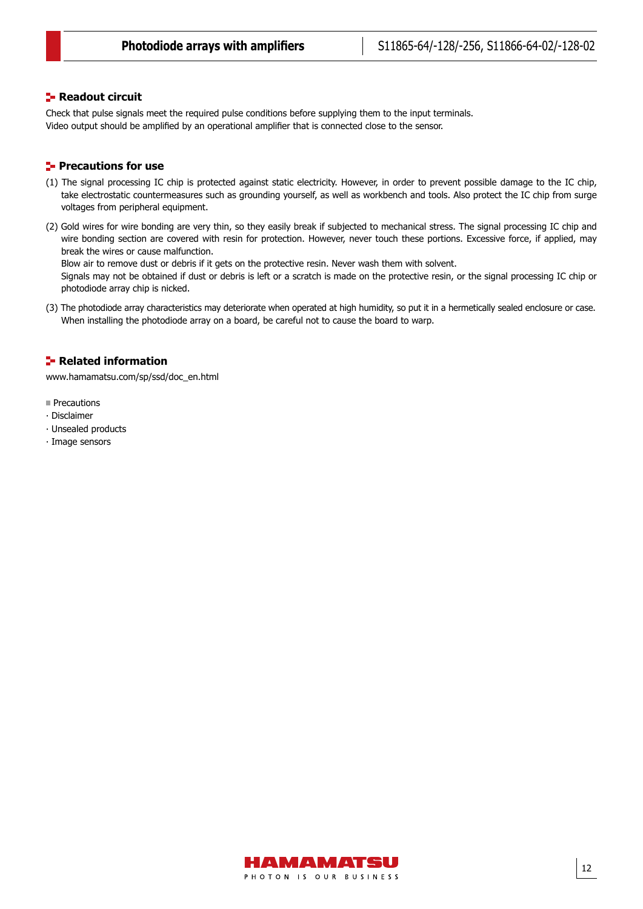## Readout circuit

Check that pulse signals meet the required pulse conditions before supplying them to the input terminals.
Video output should be amplified by an operational amplifier that is connected close to the sensor.

## Precautions for use

(1) The signal processing IC chip is protected against static electricity. However, in order to prevent possible damage to the IC chip, take electrostatic countermeasures such as grounding yourself, as well as workbench and tools. Also protect the IC chip from surge voltages from peripheral equipment.

(2) Gold wires for wire bonding are very thin, so they easily break if subjected to mechanical stress. The signal processing IC chip and wire bonding section are covered with resin for protection. However, never touch these portions. Excessive force, if applied, may break the wires or cause malfunction.
Blow air to remove dust or debris if it gets on the protective resin. Never wash them with solvent.
Signals may not be obtained if dust or debris is left or a scratch is made on the protective resin, or the signal processing IC chip or photodiode array chip is nicked.

(3) The photodiode array characteristics may deteriorate when operated at high humidity, so put it in a hermetically sealed enclosure or case.
When installing the photodiode array on a board, be careful not to cause the board to warp.

## Related information

www.hamamatsu.com/sp/ssd/doc_en.html

■ Precautions
· Disclaimer
· Unsealed products
· Image sensors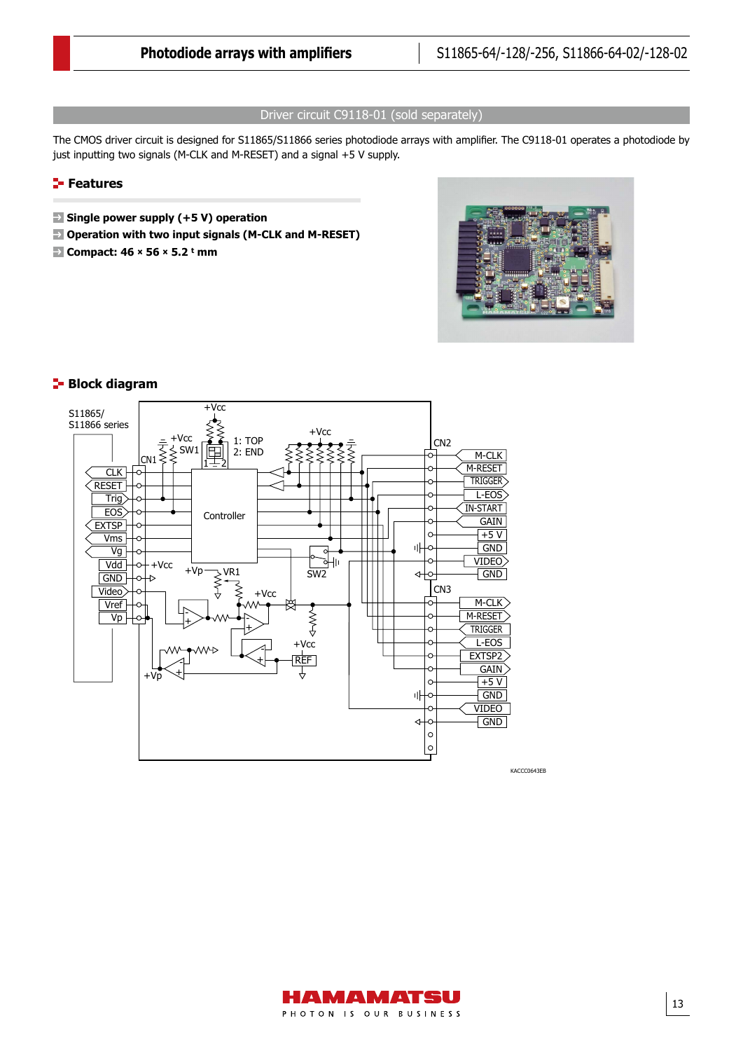## Driver circuit C9118-01 (sold separately)

The CMOS driver circuit is designed for S11865/S11866 series photodiode arrays with amplifier. The C9118-01 operates a photodiode by just inputting two signals (M-CLK and M-RESET) and a signal +5 V supply.

### Features

- **Single power supply (+5 V) operation**
- **Operation with two input signals (M-CLK and M-RESET)**
- **Compact: 46 × 56 × 5.2 t mm**

### Block diagram

KACCC0643EB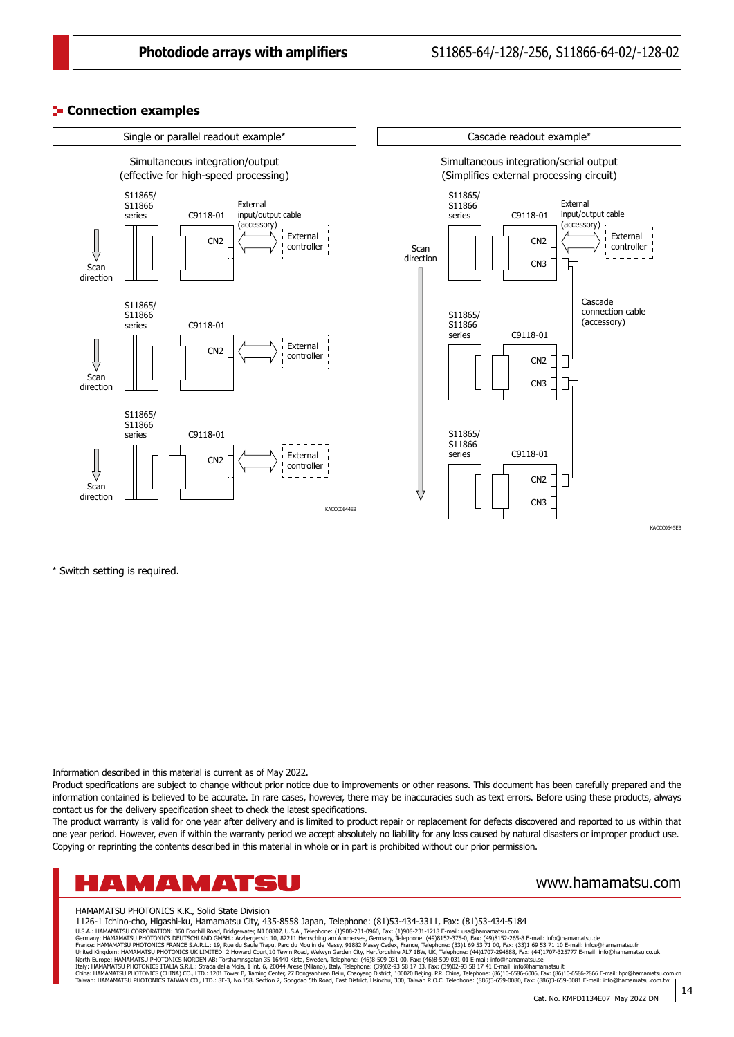## Connection examples

Single or parallel readout example*

Simultaneous integration/output
(effective for high-speed processing)

S11865/
S11866
series

C9118-01

External
input/output cable
(accessory)

CN2

External
controller

Scan
direction

S11865/
S11866
series

C9118-01

CN2

External
controller

Scan
direction

S11865/
S11866
series

C9118-01

CN2

External
controller

Scan
direction

KACCC0644EB

Cascade readout example*

Simultaneous integration/serial output
(Simplifies external processing circuit)

S11865/
S11866
series

C9118-01

External
input/output cable
(accessory)

CN2

External
controller

CN3

Scan
direction

Cascade
connection cable
(accessory)

S11865/
S11866
series

C9118-01

CN2

CN3

S11865/
S11866
series

C9118-01

CN2

CN3

KACCC0645EB

* Switch setting is required.

Information described in this material is current as of May 2022.

Product specifications are subject to change without prior notice due to improvements or other reasons. This document has been carefully prepared and the information contained is believed to be accurate. In rare cases, however, there may be inaccuracies such as text errors. Before using these products, always contact us for the delivery specification sheet to check the latest specifications.

The product warranty is valid for one year after delivery and is limited to product repair or replacement for defects discovered and reported to us within that one year period. However, even if within the warranty period we accept absolutely no liability for any loss caused by natural disasters or improper product use.

Copying or reprinting the contents described in this material in whole or in part is prohibited without our prior permission.

HAMAMATSU

www.hamamatsu.com

HAMAMATSU PHOTONICS K.K., Solid State Division
1126-1 Ichino-cho, Higashi-ku, Hamamatsu City, 435-8558 Japan, Telephone: (81)53-434-3311, Fax: (81)53-434-5184
U.S.A.: HAMAMATSU CORPORATION: 360 Foothill Road, Bridgewater, NJ 08807, U.S.A., Telephone: (1)908-231-0960, Fax: (1)908-231-1218 E-mail: usa@hamamatsu.com
Germany: HAMAMATSU PHOTONICS DEUTSCHLAND GMBH.: Arzbergerstr. 10, 82211 Herrsching am Ammersee, Germany, Telephone: (49)8152-375-0, Fax: (49)8152-265-8 E-mail: info@hamamatsu.de
France: HAMAMATSU PHOTONICS FRANCE S.A.R.L.: 19, Rue du Saule Trapu, Parc du Moulin de Massy, 91882 Massy Cedex, France, Telephone: (33)1 69 53 71 00, Fax: (33)1 69 53 71 10 E-mail: infos@hamamatsu.fr
United Kingdom: HAMAMATSU PHOTONICS UK LIMITED: 2 Howard Court,10 Tewin Road, Welwyn Garden City, Hertfordshire AL7 1BW, UK, Telephone: (44)1707-294888, Fax: (44)1707-325777 E-mail: info@hamamatsu.co.uk
North Europe: HAMAMATSU PHOTONICS NORDEN AB: Torshamnsgatan 35 16440 Kista, Sweden, Telephone: (46)8-509 031 00, Fax: (46)8-509 031 01 E-mail: info@hamamatsu.se
Italy: HAMAMATSU PHOTONICS ITALIA S.R.L.: Strada della Moia, 1 int. 6, 20044 Arese (Milano), Italy, Telephone: (39)02-93 58 17 33, Fax: (39)02-93 58 17 41 E-mail: info@hamamatsu.it
China: HAMAMATSU PHOTONICS (CHINA) CO., LTD.: 1201 Tower B, Jiaming Center, 27 Dongsanhuan Beilu, Chaoyang District, 100020 Beijing, P.R. China, Telephone: (86)10-6586-6006, Fax: (86)10-6586-2866 E-mail: hpc@hamamatsu.com.cn
Taiwan: HAMAMATSU PHOTONICS TAIWAN CO., LTD.: 8F-3, No.158, Section 2, Gongdao 5th Road, East District, Hsinchu, 300, Taiwan R.O.C. Telephone: (886)3-659-0080, Fax: (886)3-659-0081 E-mail: info@hamamatsu.com.tw

Cat. No. KMPD1134E07 May 2022 DN